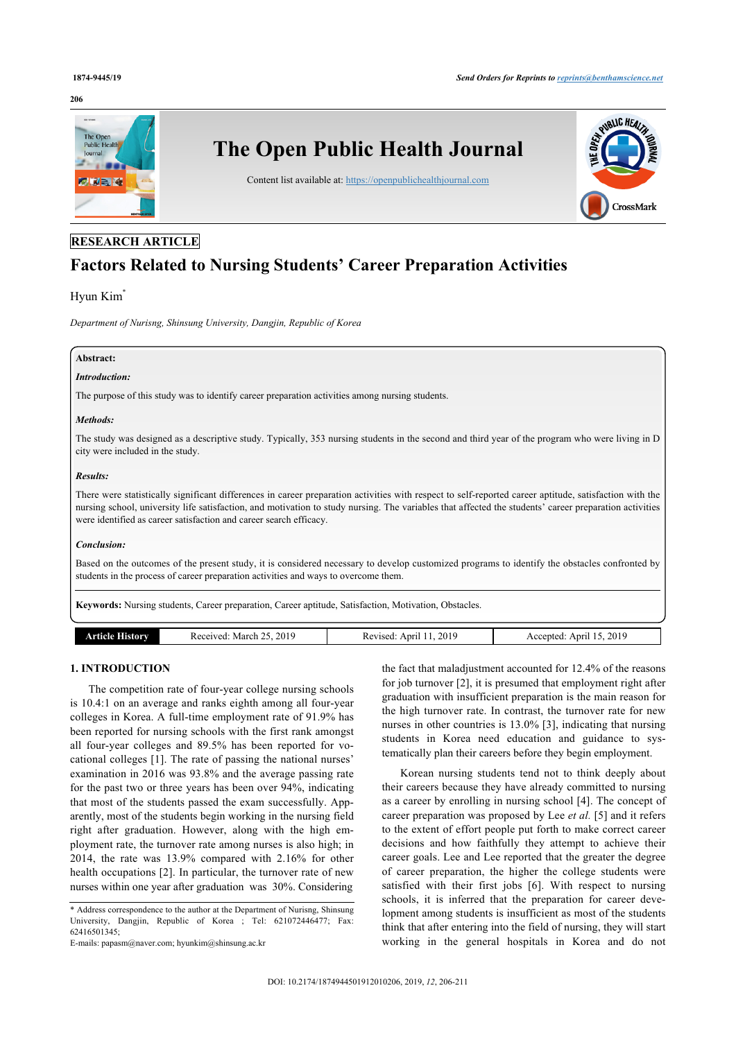RESEARCH ARTICLE

# Factors Related to Nursing Students' Career Preparation Activities

Hyun Kim*

*Department of Nurisng, Shinsung University, Dangjin, Republic of Korea*

**Abstract:**

***Introduction:***

The purpose of this study was to identify career preparation activities among nursing students.

***Methods:***

The study was designed as a descriptive study. Typically, 353 nursing students in the second and third year of the program who were living in D city were included in the study.

***Results:***

There were statistically significant differences in career preparation activities with respect to self-reported career aptitude, satisfaction with the nursing school, university life satisfaction, and motivation to study nursing. The variables that affected the students' career preparation activities were identified as career satisfaction and career search efficacy.

***Conclusion:***

Based on the outcomes of the present study, it is considered necessary to develop customized programs to identify the obstacles confronted by students in the process of career preparation activities and ways to overcome them.

**Keywords:** Nursing students, Career preparation, Career aptitude, Satisfaction, Motivation, Obstacles.

| Article History | Received: March 25, 2019 | Revised: April 11, 2019 | Accepted: April 15, 2019 |
|---|---|---|---|

## 1. INTRODUCTION

The competition rate of four-year college nursing schools is 10.4:1 on an average and ranks eighth among all four-year colleges in Korea. A full-time employment rate of 91.9% has been reported for nursing schools with the first rank amongst all four-year colleges and 89.5% has been reported for vocational colleges [1]. The rate of passing the national nurses' examination in 2016 was 93.8% and the average passing rate for the past two or three years has been over 94%, indicating that most of the students passed the exam successfully. Apparently, most of the students begin working in the nursing field right after graduation. However, along with the high employment rate, the turnover rate among nurses is also high; in 2014, the rate was 13.9% compared with 2.16% for other health occupations [2]. In particular, the turnover rate of new nurses within one year after graduation was 30%. Considering the fact that maladjustment accounted for 12.4% of the reasons for job turnover [2], it is presumed that employment right after graduation with insufficient preparation is the main reason for the high turnover rate. In contrast, the turnover rate for new nurses in other countries is 13.0% [3], indicating that nursing students in Korea need education and guidance to systematically plan their careers before they begin employment.

Korean nursing students tend not to think deeply about their careers because they have already committed to nursing as a career by enrolling in nursing school [4]. The concept of career preparation was proposed by Lee *et al.* [5] and it refers to the extent of effort people put forth to make correct career decisions and how faithfully they attempt to achieve their career goals. Lee and Lee reported that the greater the degree of career preparation, the higher the college students were satisfied with their first jobs [6]. With respect to nursing schools, it is inferred that the preparation for career development among students is insufficient as most of the students think that after entering into the field of nursing, they will start working in the general hospitals in Korea and do not

* Address correspondence to the author at the Department of Nurisng, Shinsung University, Dangjin, Republic of Korea ; Tel: 621072446477; Fax: 62416501345;
E-mails: papasm@naver.com; hyunkim@shinsung.ac.kr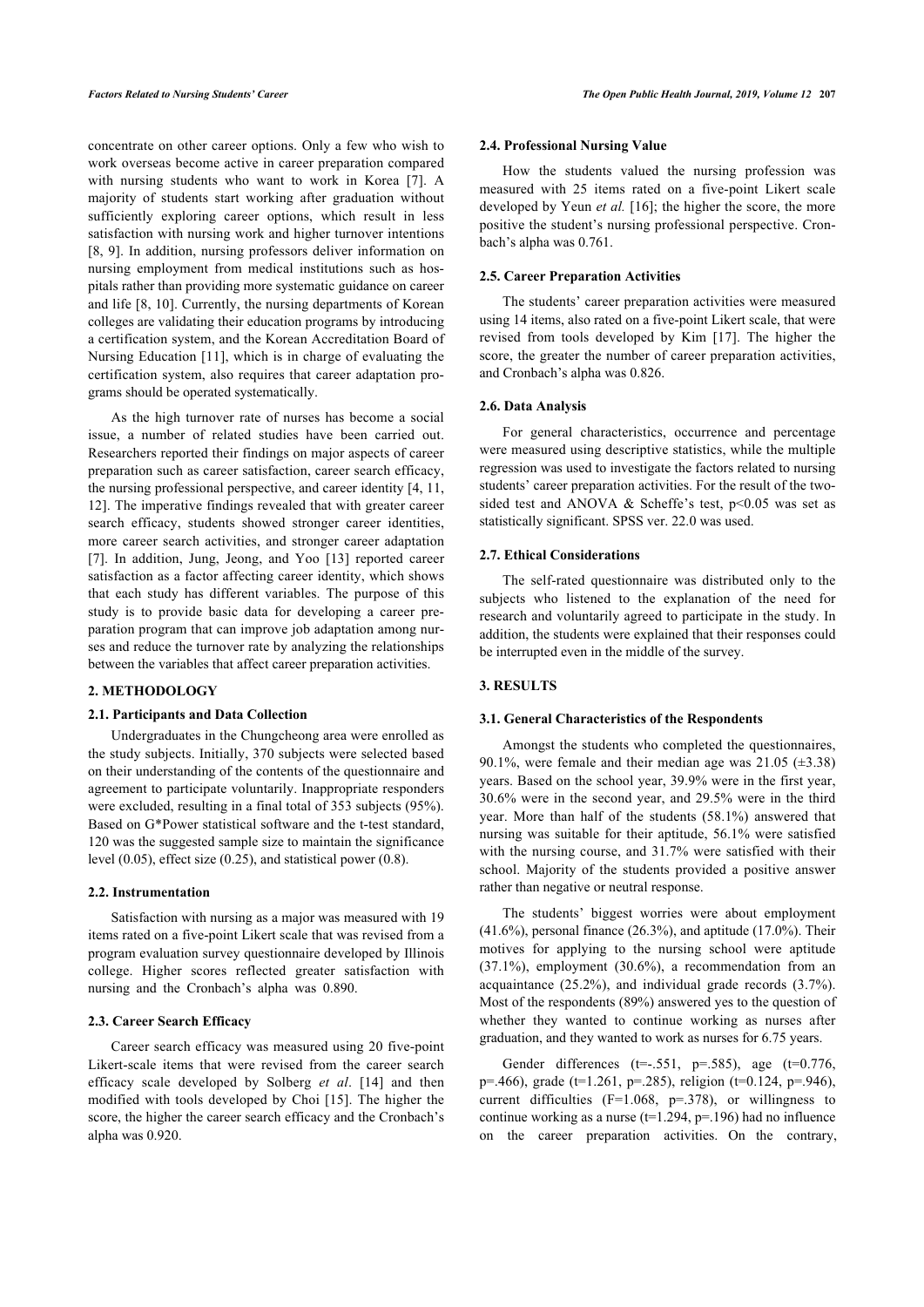concentrate on other career options. Only a few who wish to work overseas become active in career preparation compared with nursing students who want to work in Korea [7]. A majority of students start working after graduation without sufficiently exploring career options, which result in less satisfaction with nursing work and higher turnover intentions [8, 9]. In addition, nursing professors deliver information on nursing employment from medical institutions such as hospitals rather than providing more systematic guidance on career and life [8, 10]. Currently, the nursing departments of Korean colleges are validating their education programs by introducing a certification system, and the Korean Accreditation Board of Nursing Education [11], which is in charge of evaluating the certification system, also requires that career adaptation programs should be operated systematically.

As the high turnover rate of nurses has become a social issue, a number of related studies have been carried out. Researchers reported their findings on major aspects of career preparation such as career satisfaction, career search efficacy, the nursing professional perspective, and career identity [4, 11, 12]. The imperative findings revealed that with greater career search efficacy, students showed stronger career identities, more career search activities, and stronger career adaptation [7]. In addition, Jung, Jeong, and Yoo [13] reported career satisfaction as a factor affecting career identity, which shows that each study has different variables. The purpose of this study is to provide basic data for developing a career preparation program that can improve job adaptation among nurses and reduce the turnover rate by analyzing the relationships between the variables that affect career preparation activities.

## 2. METHODOLOGY

### 2.1. Participants and Data Collection

Undergraduates in the Chungcheong area were enrolled as the study subjects. Initially, 370 subjects were selected based on their understanding of the contents of the questionnaire and agreement to participate voluntarily. Inappropriate responders were excluded, resulting in a final total of 353 subjects (95%). Based on G*Power statistical software and the t-test standard, 120 was the suggested sample size to maintain the significance level (0.05), effect size (0.25), and statistical power (0.8).

### 2.2. Instrumentation

Satisfaction with nursing as a major was measured with 19 items rated on a five-point Likert scale that was revised from a program evaluation survey questionnaire developed by Illinois college. Higher scores reflected greater satisfaction with nursing and the Cronbach's alpha was 0.890.

### 2.3. Career Search Efficacy

Career search efficacy was measured using 20 five-point Likert-scale items that were revised from the career search efficacy scale developed by Solberg *et al*. [14] and then modified with tools developed by Choi [15]. The higher the score, the higher the career search efficacy and the Cronbach's alpha was 0.920.

### 2.4. Professional Nursing Value

How the students valued the nursing profession was measured with 25 items rated on a five-point Likert scale developed by Yeun *et al.* [16]; the higher the score, the more positive the student's nursing professional perspective. Cronbach's alpha was 0.761.

### 2.5. Career Preparation Activities

The students' career preparation activities were measured using 14 items, also rated on a five-point Likert scale, that were revised from tools developed by Kim [17]. The higher the score, the greater the number of career preparation activities, and Cronbach's alpha was 0.826.

### 2.6. Data Analysis

For general characteristics, occurrence and percentage were measured using descriptive statistics, while the multiple regression was used to investigate the factors related to nursing students' career preparation activities. For the result of the two-sided test and ANOVA & Scheffe's test, $p<0.05$ was set as statistically significant. SPSS ver. 22.0 was used.

### 2.7. Ethical Considerations

The self-rated questionnaire was distributed only to the subjects who listened to the explanation of the need for research and voluntarily agreed to participate in the study. In addition, the students were explained that their responses could be interrupted even in the middle of the survey.

## 3. RESULTS

### 3.1. General Characteristics of the Respondents

Amongst the students who completed the questionnaires, 90.1%, were female and their median age was 21.05 (±3.38) years. Based on the school year, 39.9% were in the first year, 30.6% were in the second year, and 29.5% were in the third year. More than half of the students (58.1%) answered that nursing was suitable for their aptitude, 56.1% were satisfied with the nursing course, and 31.7% were satisfied with their school. Majority of the students provided a positive answer rather than negative or neutral response.

The students' biggest worries were about employment (41.6%), personal finance (26.3%), and aptitude (17.0%). Their motives for applying to the nursing school were aptitude (37.1%), employment (30.6%), a recommendation from an acquaintance (25.2%), and individual grade records (3.7%). Most of the respondents (89%) answered yes to the question of whether they wanted to continue working as nurses after graduation, and they wanted to work as nurses for 6.75 years.

Gender differences ($t=-.551$, $p=.585$), age ($t=0.776$, $p=.466$), grade ($t=1.261$, $p=.285$), religion ($t=0.124$, $p=.946$), current difficulties ($F=1.068$, $p=.378$), or willingness to continue working as a nurse ($t=1.294$, $p=.196$) had no influence on the career preparation activities. On the contrary,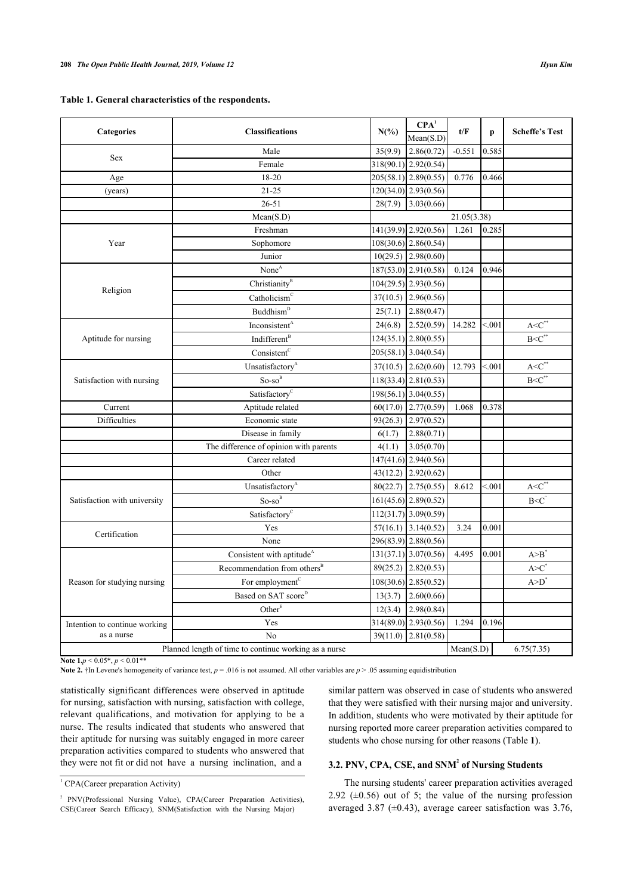**Table 1. General characteristics of the respondents.**

| Categories | Classifications | N(%) | CPA[1] Mean(S.D) | t/F | p | Scheffe's Test |
|---|---|---|---|---|---|---|
| Sex | Male | 35(9.9) | 2.86(0.72) | -0.551 | 0.585 | |
| | Female | 318(90.1) | 2.92(0.54) | | | |
| Age | 18-20 | 205(58.1) | 2.89(0.55) | 0.776 | 0.466 | |
| (years) | 21-25 | 120(34.0) | 2.93(0.56) | | | |
| | 26-51 | 28(7.9) | 3.03(0.66) | | | |
| | Mean(S.D) | 21.05(3.38) | | | | |
| Year | Freshman | 141(39.9) | 2.92(0.56) | 1.261 | 0.285 | |
| | Sophomore | 108(30.6) | 2.86(0.54) | | | |
| | Junior | 10(29.5) | 2.98(0.60) | | | |
| Religion | None[A] | 187(53.0) | 2.91(0.58) | 0.124 | 0.946 | |
| | Christianity[B] | 104(29.5) | 2.93(0.56) | | | |
| | Catholicism[C] | 37(10.5) | 2.96(0.56) | | | |
| | Buddhism[D] | 25(7.1) | 2.88(0.47) | | | |
| Aptitude for nursing | Inconsistent[A] | 24(6.8) | 2.52(0.59) | 14.282 | <.001 | A<C** |
| | Indifferent[B] | 124(35.1) | 2.80(0.55) | | | B<C** |
| | Consistent[C] | 205(58.1) | 3.04(0.54) | | | |
| Satisfaction with nursing | Unsatisfactory[A] | 37(10.5) | 2.62(0.60) | 12.793 | <.001 | A<C** |
| | So-so[B] | 118(33.4) | 2.81(0.53) | | | B<C** |
| | Satisfactory[C] | 198(56.1) | 3.04(0.55) | | | |
| Current | Aptitude related | 60(17.0) | 2.77(0.59) | 1.068 | 0.378 | |
| Difficulties | Economic state | 93(26.3) | 2.97(0.52) | | | |
| | Disease in family | 6(1.7) | 2.88(0.71) | | | |
| | The difference of opinion with parents | 4(1.1) | 3.05(0.70) | | | |
| | Career related | 147(41.6) | 2.94(0.56) | | | |
| | Other | 43(12.2) | 2.92(0.62) | | | |
| Satisfaction with university | Unsatisfactory[A] | 80(22.7) | 2.75(0.55) | 8.612 | <.001 | A<C** |
| | So-so[B] | 161(45.6) | 2.89(0.52) | | | B<C* |
| | Satisfactory[C] | 112(31.7) | 3.09(0.59) | | | |
| Certification | Yes | 57(16.1) | 3.14(0.52) | 3.24 | 0.001 | |
| | None | 296(83.9) | 2.88(0.56) | | | |
| Reason for studying nursing | Consistent with aptitude[A] | 131(37.1) | 3.07(0.56) | 4.495 | 0.001 | A>B* |
| | Recommendation from others[B] | 89(25.2) | 2.82(0.53) | | | A>C* |
| | For employment[C] | 108(30.6) | 2.85(0.52) | | | A>D* |
| | Based on SAT score[D] | 13(3.7) | 2.60(0.66) | | | |
| | Other[E] | 12(3.4) | 2.98(0.84) | | | |
| Intention to continue working as a nurse | Yes | 314(89.0) | 2.93(0.56) | 1.294 | 0.196 | |
| | No | 39(11.0) | 2.81(0.58) | | | |
| Planned length of time to continue working as a nurse | | | | Mean(S.D) | | 6.75(7.35) |

**Note 1.** $p < 0.05$*, $p < 0.01$**

**Note 2.** †In Levene's homogeneity of variance test, $p = .016$ is not assumed. All other variables are $p > .05$ assuming equidistribution

statistically significant differences were observed in aptitude for nursing, satisfaction with nursing, satisfaction with college, relevant qualifications, and motivation for applying to be a nurse. The results indicated that students who answered that their aptitude for nursing was suitably engaged in more career preparation activities compared to students who answered that they were not fit or did not have a nursing inclination, and a similar pattern was observed in case of students who answered that they were satisfied with their nursing major and university. In addition, students who were motivated by their aptitude for nursing reported more career preparation activities compared to students who chose nursing for other reasons (Table **1**).

### 3.2. PNV, CPA, CSE, and SNM[2] of Nursing Students

The nursing students' career preparation activities averaged 2.92 (±0.56) out of 5; the value of the nursing profession averaged 3.87 (±0.43), average career satisfaction was 3.76,

---

[1] CPA(Career preparation Activity)

[2] PNV(Professional Nursing Value), CPA(Career Preparation Activities), CSE(Career Search Efficacy), SNM(Satisfaction with the Nursing Major)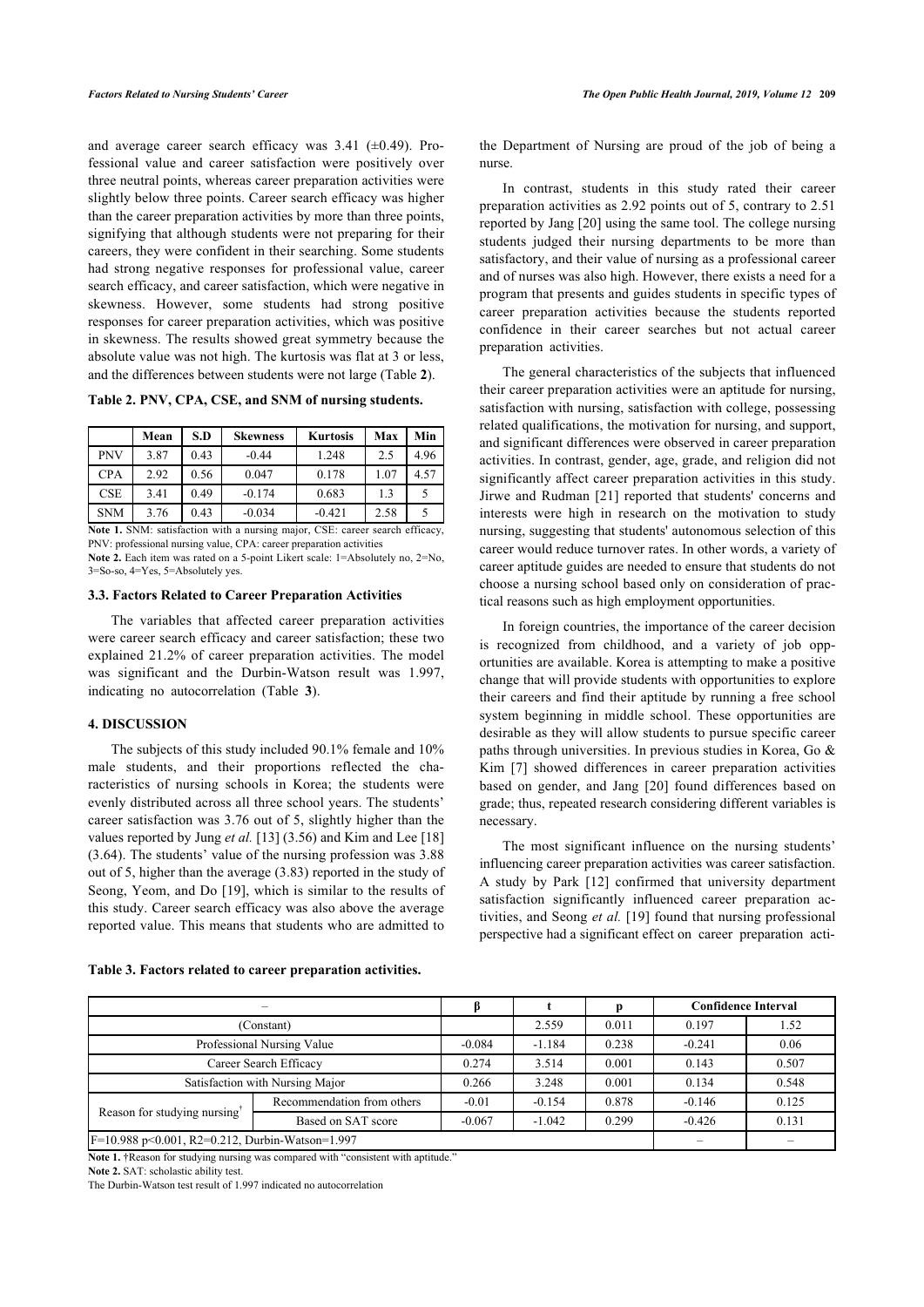and average career search efficacy was 3.41 (±0.49). Professional value and career satisfaction were positively over three neutral points, whereas career preparation activities were slightly below three points. Career search efficacy was higher than the career preparation activities by more than three points, signifying that although students were not preparing for their careers, they were confident in their searching. Some students had strong negative responses for professional value, career search efficacy, and career satisfaction, which were negative in skewness. However, some students had strong positive responses for career preparation activities, which was positive in skewness. The results showed great symmetry because the absolute value was not high. The kurtosis was flat at 3 or less, and the differences between students were not large (Table **2**).

**Table 2. PNV, CPA, CSE, and SNM of nursing students.**

| | Mean | S.D | Skewness | Kurtosis | Max | Min |
|---|---|---|---|---|---|---|
| PNV | 3.87 | 0.43 | -0.44 | 1.248 | 2.5 | 4.96 |
| CPA | 2.92 | 0.56 | 0.047 | 0.178 | 1.07 | 4.57 |
| CSE | 3.41 | 0.49 | -0.174 | 0.683 | 1.3 | 5 |
| SNM | 3.76 | 0.43 | -0.034 | -0.421 | 2.58 | 5 |

**Note 1.** SNM: satisfaction with a nursing major, CSE: career search efficacy, PNV: professional nursing value, CPA: career preparation activities

**Note 2.** Each item was rated on a 5-point Likert scale: 1=Absolutely no, 2=No, 3=So-so, 4=Yes, 5=Absolutely yes.

### 3.3. Factors Related to Career Preparation Activities

The variables that affected career preparation activities were career search efficacy and career satisfaction; these two explained 21.2% of career preparation activities. The model was significant and the Durbin-Watson result was 1.997, indicating no autocorrelation (Table **3**).

## 4. DISCUSSION

The subjects of this study included 90.1% female and 10% male students, and their proportions reflected the characteristics of nursing schools in Korea; the students were evenly distributed across all three school years. The students' career satisfaction was 3.76 out of 5, slightly higher than the values reported by Jung *et al.* [13] (3.56) and Kim and Lee [18] (3.64). The students' value of the nursing profession was 3.88 out of 5, higher than the average (3.83) reported in the study of Seong, Yeom, and Do [19], which is similar to the results of this study. Career search efficacy was also above the average reported value. This means that students who are admitted to the Department of Nursing are proud of the job of being a nurse.

In contrast, students in this study rated their career preparation activities as 2.92 points out of 5, contrary to 2.51 reported by Jang [20] using the same tool. The college nursing students judged their nursing departments to be more than satisfactory, and their value of nursing as a professional career and of nurses was also high. However, there exists a need for a program that presents and guides students in specific types of career preparation activities because the students reported confidence in their career searches but not actual career preparation activities.

The general characteristics of the subjects that influenced their career preparation activities were an aptitude for nursing, satisfaction with nursing, satisfaction with college, possessing related qualifications, the motivation for nursing, and support, and significant differences were observed in career preparation activities. In contrast, gender, age, grade, and religion did not significantly affect career preparation activities in this study. Jirwe and Rudman [21] reported that students' concerns and interests were high in research on the motivation to study nursing, suggesting that students' autonomous selection of this career would reduce turnover rates. In other words, a variety of career aptitude guides are needed to ensure that students do not choose a nursing school based only on consideration of practical reasons such as high employment opportunities.

In foreign countries, the importance of the career decision is recognized from childhood, and a variety of job opportunities are available. Korea is attempting to make a positive change that will provide students with opportunities to explore their careers and find their aptitude by running a free school system beginning in middle school. These opportunities are desirable as they will allow students to pursue specific career paths through universities. In previous studies in Korea, Go & Kim [7] showed differences in career preparation activities based on gender, and Jang [20] found differences based on grade; thus, repeated research considering different variables is necessary.

The most significant influence on the nursing students' influencing career preparation activities was career satisfaction. A study by Park [12] confirmed that university department satisfaction significantly influenced career preparation activities, and Seong *et al.* [19] found that nursing professional perspective had a significant effect on career preparation acti-

**Table 3. Factors related to career preparation activities.**

| – | | β | t | p | Confidence Interval | |
|---|---|---|---|---|---|---|
| (Constant) | | | 2.559 | 0.011 | 0.197 | 1.52 |
| Professional Nursing Value | | -0.084 | -1.184 | 0.238 | -0.241 | 0.06 |
| Career Search Efficacy | | 0.274 | 3.514 | 0.001 | 0.143 | 0.507 |
| Satisfaction with Nursing Major | | 0.266 | 3.248 | 0.001 | 0.134 | 0.548 |
| Reason for studying nursing† | Recommendation from others | -0.01 | -0.154 | 0.878 | -0.146 | 0.125 |
| | Based on SAT score | -0.067 | -1.042 | 0.299 | -0.426 | 0.131 |
| F=10.988 $p<0.001$, $R2=0.212$, Durbin-Watson=1.997 | | | | | – | – |

**Note 1.** †Reason for studying nursing was compared with "consistent with aptitude."

**Note 2.** SAT: scholastic ability test.

The Durbin-Watson test result of 1.997 indicated no autocorrelation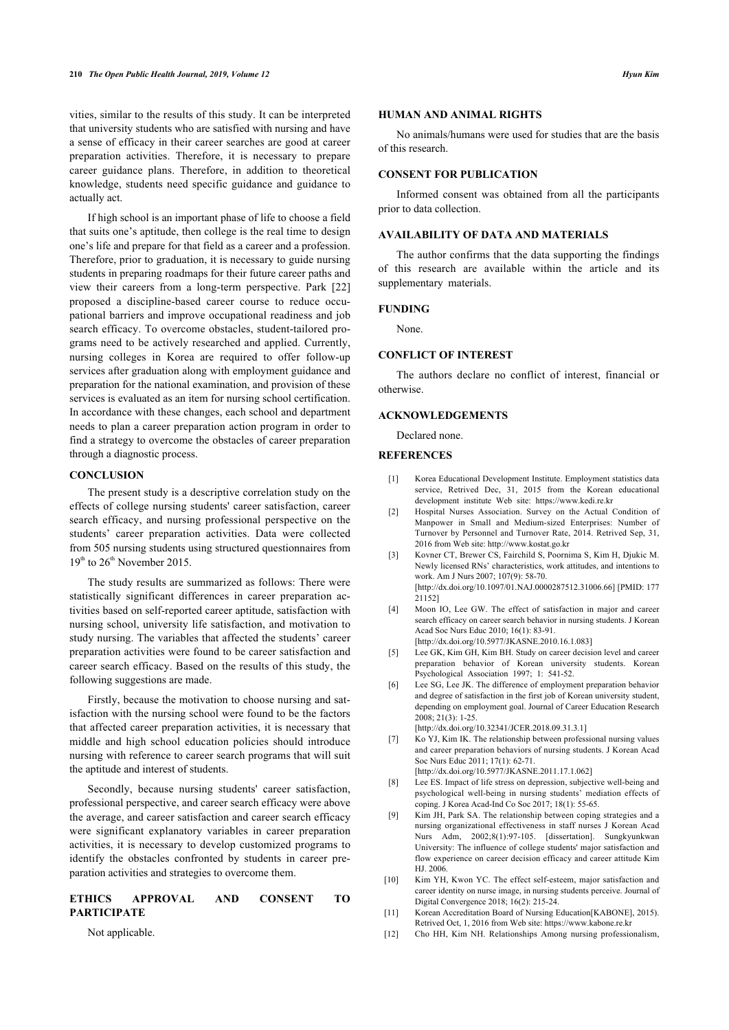vities, similar to the results of this study. It can be interpreted that university students who are satisfied with nursing and have a sense of efficacy in their career searches are good at career preparation activities. Therefore, it is necessary to prepare career guidance plans. Therefore, in addition to theoretical knowledge, students need specific guidance and guidance to actually act.

If high school is an important phase of life to choose a field that suits one's aptitude, then college is the real time to design one's life and prepare for that field as a career and a profession. Therefore, prior to graduation, it is necessary to guide nursing students in preparing roadmaps for their future career paths and view their careers from a long-term perspective. Park [22] proposed a discipline-based career course to reduce occupational barriers and improve occupational readiness and job search efficacy. To overcome obstacles, student-tailored programs need to be actively researched and applied. Currently, nursing colleges in Korea are required to offer follow-up services after graduation along with employment guidance and preparation for the national examination, and provision of these services is evaluated as an item for nursing school certification. In accordance with these changes, each school and department needs to plan a career preparation action program in order to find a strategy to overcome the obstacles of career preparation through a diagnostic process.

## CONCLUSION

The present study is a descriptive correlation study on the effects of college nursing students' career satisfaction, career search efficacy, and nursing professional perspective on the students' career preparation activities. Data were collected from 505 nursing students using structured questionnaires from 19th to 26th November 2015.

The study results are summarized as follows: There were statistically significant differences in career preparation activities based on self-reported career aptitude, satisfaction with nursing school, university life satisfaction, and motivation to study nursing. The variables that affected the students' career preparation activities were found to be career satisfaction and career search efficacy. Based on the results of this study, the following suggestions are made.

Firstly, because the motivation to choose nursing and satisfaction with the nursing school were found to be the factors that affected career preparation activities, it is necessary that middle and high school education policies should introduce nursing with reference to career search programs that will suit the aptitude and interest of students.

Secondly, because nursing students' career satisfaction, professional perspective, and career search efficacy were above the average, and career satisfaction and career search efficacy were significant explanatory variables in career preparation activities, it is necessary to develop customized programs to identify the obstacles confronted by students in career preparation activities and strategies to overcome them.

## ETHICS APPROVAL AND CONSENT TO PARTICIPATE

Not applicable.

## HUMAN AND ANIMAL RIGHTS

No animals/humans were used for studies that are the basis of this research.

## CONSENT FOR PUBLICATION

Informed consent was obtained from all the participants prior to data collection.

## AVAILABILITY OF DATA AND MATERIALS

The author confirms that the data supporting the findings of this research are available within the article and its supplementary materials.

## FUNDING

None.

## CONFLICT OF INTEREST

The authors declare no conflict of interest, financial or otherwise.

## ACKNOWLEDGEMENTS

Declared none.

## REFERENCES

[1] Korea Educational Development Institute. Employment statistics data service, Retrived Dec, 31, 2015 from the Korean educational development institute Web site: https://www.kedi.re.kr

[2] Hospital Nurses Association. Survey on the Actual Condition of Manpower in Small and Medium-sized Enterprises: Number of Turnover by Personnel and Turnover Rate, 2014. Retrived Sep, 31, 2016 from Web site: http://www.kostat.go.kr

[3] Kovner CT, Brewer CS, Fairchild S, Poornima S, Kim H, Djukic M. Newly licensed RNs' characteristics, work attitudes, and intentions to work. Am J Nurs 2007; 107(9): 58-70. [http://dx.doi.org/10.1097/01.NAJ.0000287512.31006.66] [PMID: 17721152]

[4] Moon IO, Lee GW. The effect of satisfaction in major and career search efficacy on career search behavior in nursing students. J Korean Acad Soc Nurs Educ 2010; 16(1): 83-91. [http://dx.doi.org/10.5977/JKASNE.2010.16.1.083]

[5] Lee GK, Kim GH, Kim BH. Study on career decision level and career preparation behavior of Korean university students. Korean Psychological Association 1997; 1: 541-52.

[6] Lee SG, Lee JK. The difference of employment preparation behavior and degree of satisfaction in the first job of Korean university student, depending on employment goal. Journal of Career Education Research 2008; 21(3): 1-25. [http://dx.doi.org/10.32341/JCER.2018.09.31.3.1]

[7] Ko YJ, Kim IK. The relationship between professional nursing values and career preparation behaviors of nursing students. J Korean Acad Soc Nurs Educ 2011; 17(1): 62-71. [http://dx.doi.org/10.5977/JKASNE.2011.17.1.062]

[8] Lee ES. Impact of life stress on depression, subjective well-being and psychological well-being in nursing students' mediation effects of coping. J Korea Acad-Ind Co Soc 2017; 18(1): 55-65.

[9] Kim JH, Park SA. The relationship between coping strategies and a nursing organizational effectiveness in staff nurses J Korean Acad Nurs Adm, 2002;8(1):97-105. [dissertation]. Sungkyunkwan University: The influence of college students' major satisfaction and flow experience on career decision efficacy and career attitude Kim HJ. 2006.

[10] Kim YH, Kwon YC. The effect self-esteem, major satisfaction and career identity on nurse image, in nursing students perceive. Journal of Digital Convergence 2018; 16(2): 215-24.

[11] Korean Accreditation Board of Nursing Education[KABONE], 2015). Retrived Oct, 1, 2016 from Web site: https://www.kabone.re.kr

[12] Cho HH, Kim NH. Relationships Among nursing professionalism,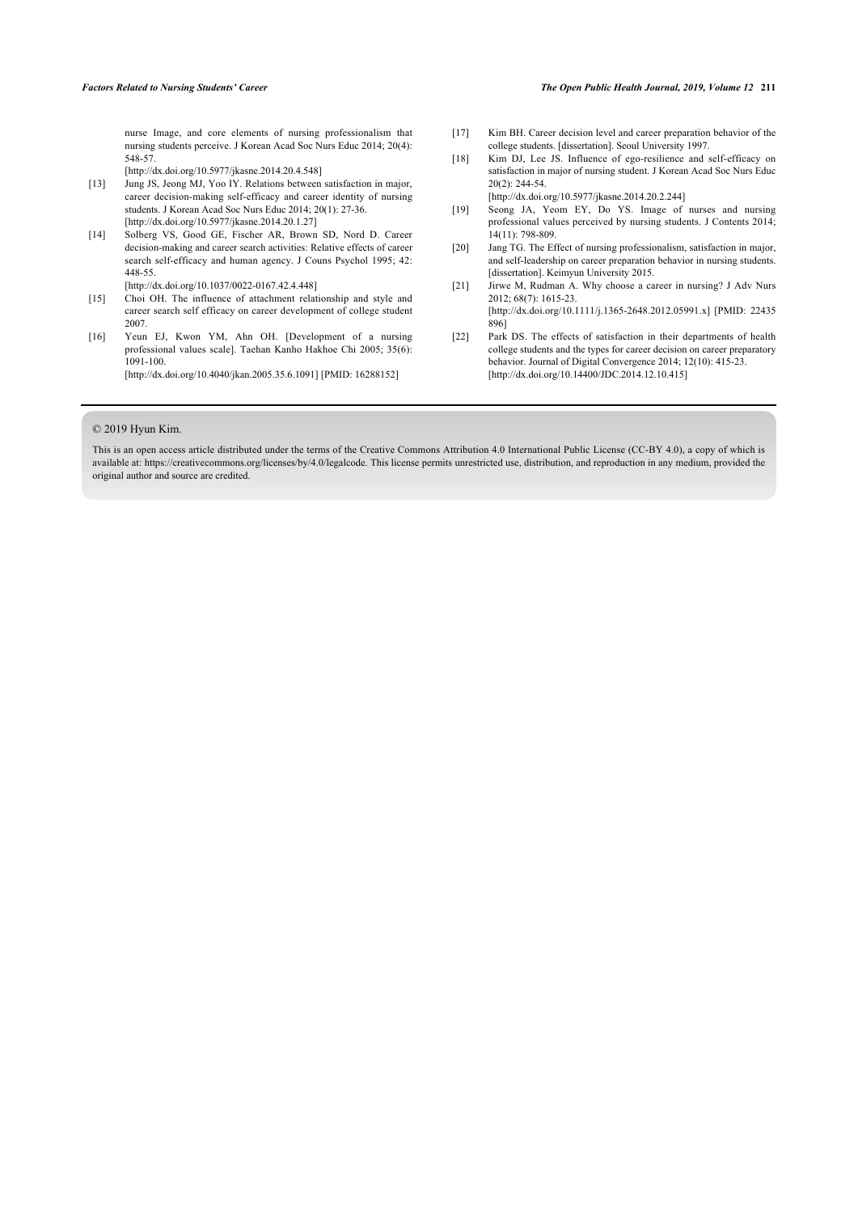nurse Image, and core elements of nursing professionalism that nursing students perceive. J Korean Acad Soc Nurs Educ 2014; 20(4): 548-57.
[http://dx.doi.org/10.5977/jkasne.2014.20.4.548]

[13] Jung JS, Jeong MJ, Yoo IY. Relations between satisfaction in major, career decision-making self-efficacy and career identity of nursing students. J Korean Acad Soc Nurs Educ 2014; 20(1): 27-36.
[http://dx.doi.org/10.5977/jkasne.2014.20.1.27]

[14] Solberg VS, Good GE, Fischer AR, Brown SD, Nord D. Career decision-making and career search activities: Relative effects of career search self-efficacy and human agency. J Couns Psychol 1995; 42: 448-55.
[http://dx.doi.org/10.1037/0022-0167.42.4.448]

[15] Choi OH. The influence of attachment relationship and style and career search self efficacy on career development of college student 2007.

[16] Yeun EJ, Kwon YM, Ahn OH. [Development of a nursing professional values scale]. Taehan Kanho Hakhoe Chi 2005; 35(6): 1091-100.
[http://dx.doi.org/10.4040/jkan.2005.35.6.1091] [PMID: 16288152]

[17] Kim BH. Career decision level and career preparation behavior of the college students. [dissertation]. Seoul University 1997.

[18] Kim DJ, Lee JS. Influence of ego-resilience and self-efficacy on satisfaction in major of nursing student. J Korean Acad Soc Nurs Educ 20(2): 244-54.
[http://dx.doi.org/10.5977/jkasne.2014.20.2.244]

[19] Seong JA, Yeom EY, Do YS. Image of nurses and nursing professional values perceived by nursing students. J Contents 2014; 14(11): 798-809.

[20] Jang TG. The Effect of nursing professionalism, satisfaction in major, and self-leadership on career preparation behavior in nursing students. [dissertation]. Keimyun University 2015.

[21] Jirwe M, Rudman A. Why choose a career in nursing? J Adv Nurs 2012; 68(7): 1615-23.
[http://dx.doi.org/10.1111/j.1365-2648.2012.05991.x] [PMID: 22435896]

[22] Park DS. The effects of satisfaction in their departments of health college students and the types for career decision on career preparatory behavior. Journal of Digital Convergence 2014; 12(10): 415-23.
[http://dx.doi.org/10.14400/JDC.2014.12.10.415]

© 2019 Hyun Kim.

This is an open access article distributed under the terms of the Creative Commons Attribution 4.0 International Public License (CC-BY 4.0), a copy of which is available at: https://creativecommons.org/licenses/by/4.0/legalcode. This license permits unrestricted use, distribution, and reproduction in any medium, provided the original author and source are credited.